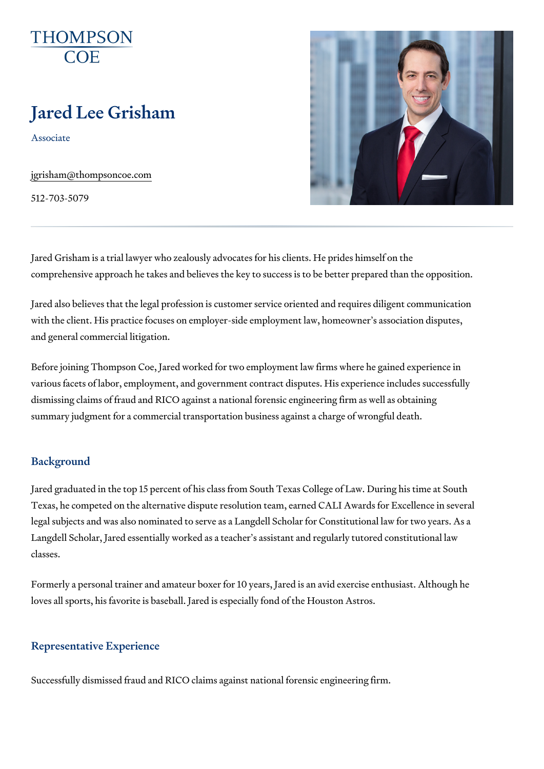THOMPSON COE

# Jared Lee Grisham

Associate

jgrisham@thompsoncoe.com

512-703-5079

Jared Grisham is a trial lawyer who zealously advocates for his clients. He prides himself on the comprehensive approach he takes and believes the key to success is to be better prepared than the opposition.

Jared also believes that the legal profession is customer service oriented and requires diligent communication with the client. His practice focuses on employer-side employment law, homeowner's association disputes, and general commercial litigation.

Before joining Thompson Coe, Jared worked for two employment law firms where he gained experience in various facets of labor, employment, and government contract disputes. His experience includes successfully dismissing claims of fraud and RICO against a national forensic engineering firm as well as obtaining summary judgment for a commercial transportation business against a charge of wrongful death.

## Background

Jared graduated in the top 15 percent of his class from South Texas College of Law. During his time at South Texas, he competed on the alternative dispute resolution team, earned CALI Awards for Excellence in several legal subjects and was also nominated to serve as a Langdell Scholar for Constitutional law for two years. As a Langdell Scholar, Jared essentially worked as a teacher's assistant and regularly tutored constitutional law classes.

Formerly a personal trainer and amateur boxer for 10 years, Jared is an avid exercise enthusiast. Although he loves all sports, his favorite is baseball. Jared is especially fond of the Houston Astros.

## Representative Experience

Successfully dismissed fraud and RICO claims against national forensic engineering firm.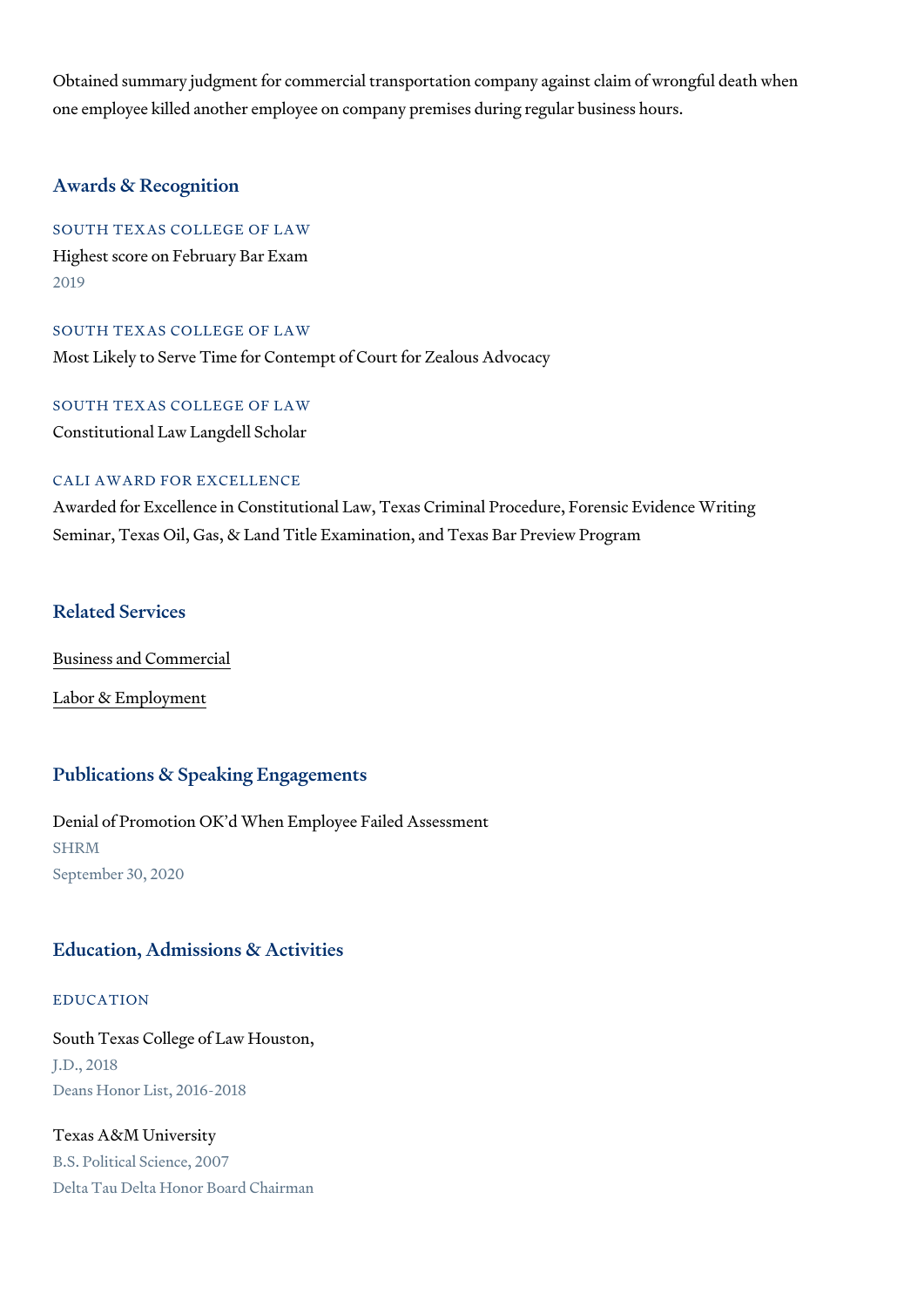Obtained summary judgment for commercial transportation company against claim of wrongful death when one employee killed another employee on company premises during regular business hours.

## Awards & Recognition

SOUTH TEXAS COLLEGE OF LAW

Highest score on February Bar Exam

2019

SOUTH TEXAS COLLEGE OF LAW

Most Likely to Serve Time for Contempt of Court for Zealous Advocacy

SOUTH TEXAS COLLEGE OF LAW

Constitutional Law Langdell Scholar

CALI AWARD FOR EXCELLENCE

Awarded for Excellence in Constitutional Law, Texas Criminal Procedure, Forensic Evidence Writing Seminar, Texas Oil, Gas, & Land Title Examination, and Texas Bar Preview Program

## Related Services

Business and Commercial

Labor & Employment

## Publications & Speaking Engagements

Denial of Promotion OK'd When Employee Failed Assessment

SHRM

September 30, 2020

## Education, Admissions & Activities

EDUCATION

South Texas College of Law Houston,

J.D., 2018

Deans Honor List, 2016-2018

Texas A&M University

B.S. Political Science, 2007

Delta Tau Delta Honor Board Chairman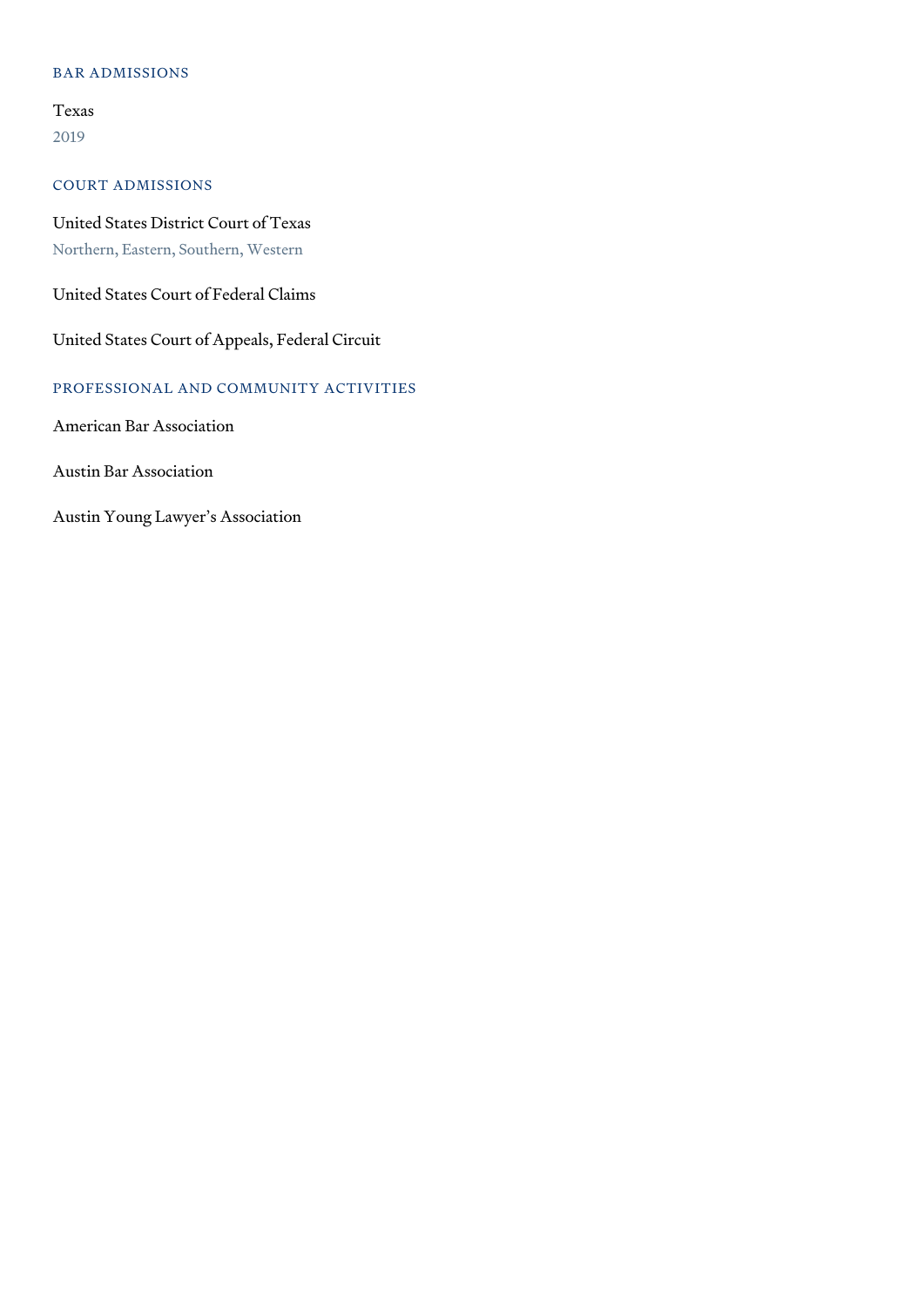## BAR ADMISSIONS

Texas

2019

## COURT ADMISSIONS

United States District Court of Texas

Northern, Eastern, Southern, Western

United States Court of Federal Claims

United States Court of Appeals, Federal Circuit

## PROFESSIONAL AND COMMUNITY ACTIVITIES

American Bar Association

Austin Bar Association

Austin Young Lawyer's Association